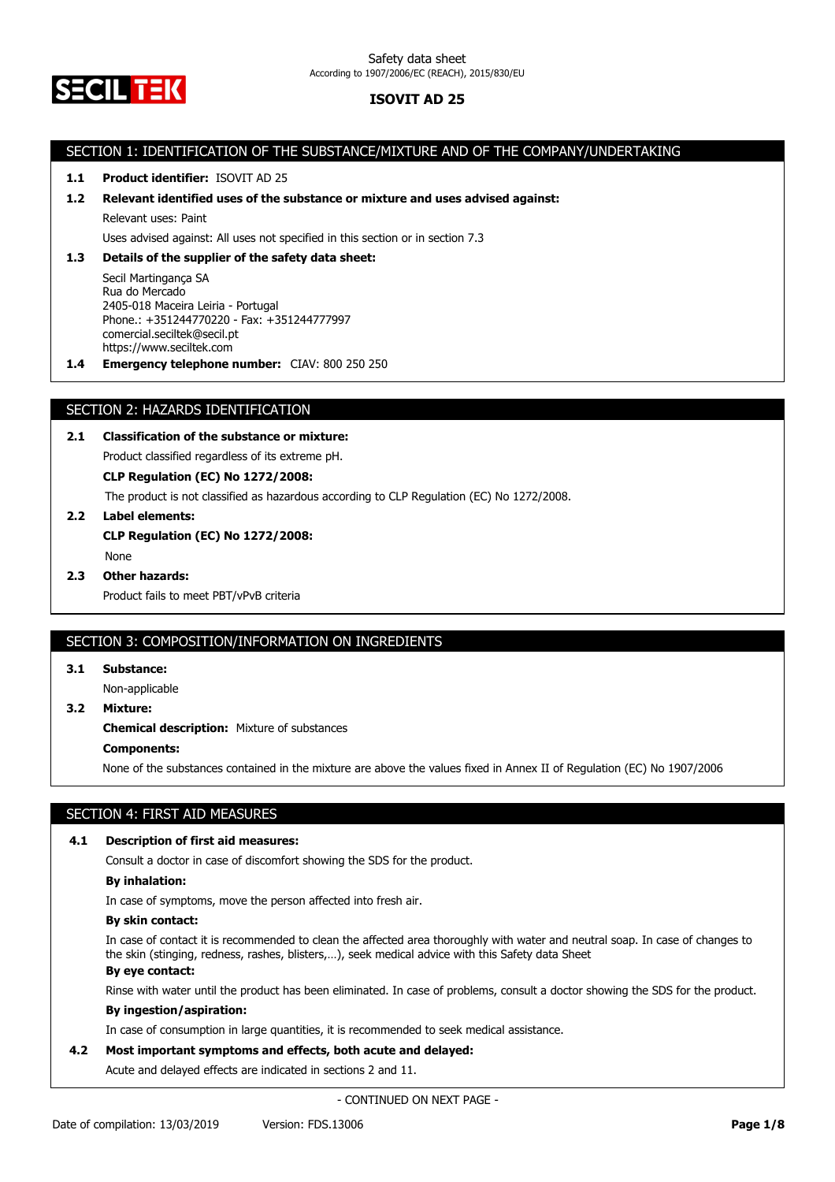Safety data sheet
According to 1907/2006/EC (REACH), 2015/830/EU

# ISOVIT AD 25

## SECTION 1: IDENTIFICATION OF THE SUBSTANCE/MIXTURE AND OF THE COMPANY/UNDERTAKING

**1.1 Product identifier:** ISOVIT AD 25

**1.2 Relevant identified uses of the substance or mixture and uses advised against:**

Relevant uses: Paint

Uses advised against: All uses not specified in this section or in section 7.3

**1.3 Details of the supplier of the safety data sheet:**

Secil Martingança SA
Rua do Mercado
2405-018 Maceira Leiria - Portugal
Phone.: +351244770220 - Fax: +351244777997
comercial.seciltek@secil.pt
https://www.seciltek.com

**1.4 Emergency telephone number:** CIAV: 800 250 250

## SECTION 2: HAZARDS IDENTIFICATION

**2.1 Classification of the substance or mixture:**

Product classified regardless of its extreme pH.

**CLP Regulation (EC) No 1272/2008:**

The product is not classified as hazardous according to CLP Regulation (EC) No 1272/2008.

**2.2 Label elements:**

**CLP Regulation (EC) No 1272/2008:**

None

**2.3 Other hazards:**

Product fails to meet PBT/vPvB criteria

## SECTION 3: COMPOSITION/INFORMATION ON INGREDIENTS

**3.1 Substance:**

Non-applicable

**3.2 Mixture:**

**Chemical description:** Mixture of substances

**Components:**

None of the substances contained in the mixture are above the values fixed in Annex II of Regulation (EC) No 1907/2006

## SECTION 4: FIRST AID MEASURES

**4.1 Description of first aid measures:**

Consult a doctor in case of discomfort showing the SDS for the product.

**By inhalation:**

In case of symptoms, move the person affected into fresh air.

**By skin contact:**

In case of contact it is recommended to clean the affected area thoroughly with water and neutral soap. In case of changes to the skin (stinging, redness, rashes, blisters,…), seek medical advice with this Safety data Sheet

**By eye contact:**

Rinse with water until the product has been eliminated. In case of problems, consult a doctor showing the SDS for the product.

**By ingestion/aspiration:**

In case of consumption in large quantities, it is recommended to seek medical assistance.

**4.2 Most important symptoms and effects, both acute and delayed:**

Acute and delayed effects are indicated in sections 2 and 11.

- CONTINUED ON NEXT PAGE -

Date of compilation: 13/03/2019 Version: FDS.13006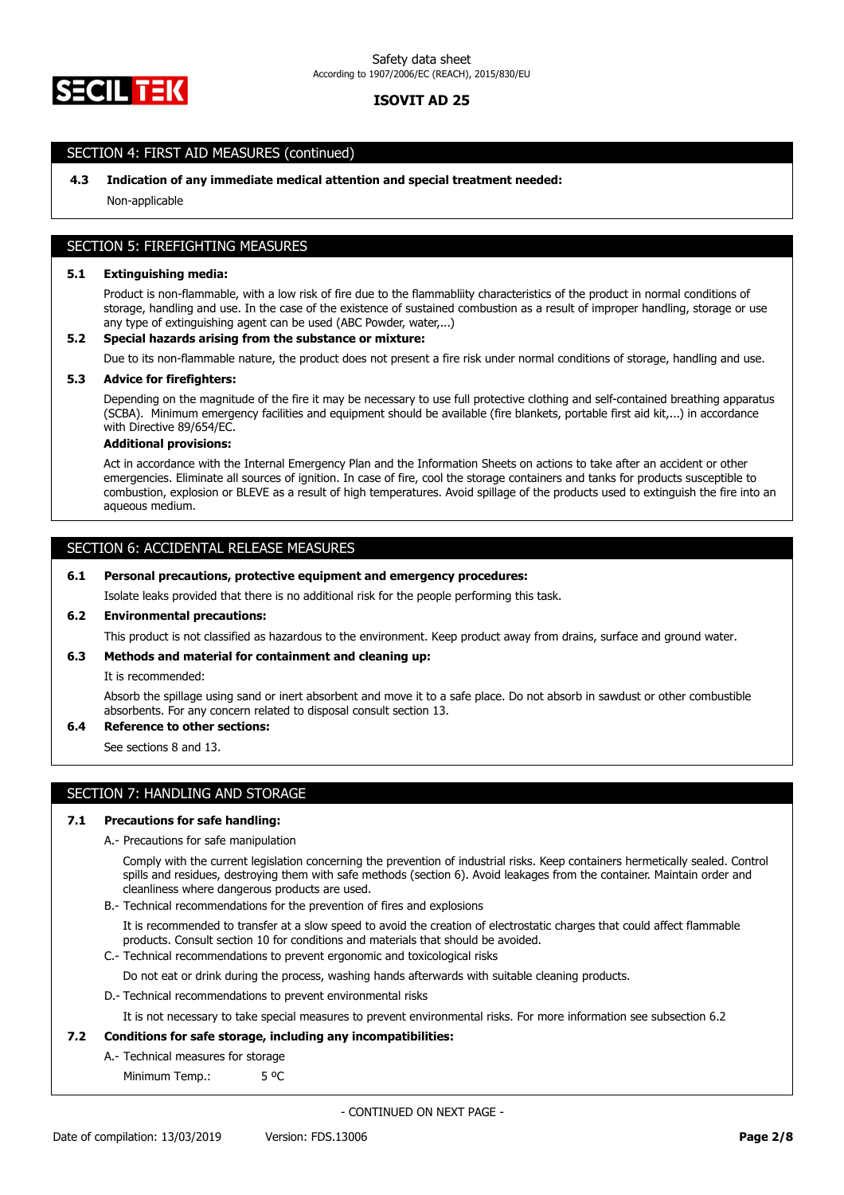## SECTION 4: FIRST AID MEASURES (continued)

**4.3 Indication of any immediate medical attention and special treatment needed:**

Non-applicable

## SECTION 5: FIREFIGHTING MEASURES

**5.1 Extinguishing media:**

Product is non-flammable, with a low risk of fire due to the flammabliity characteristics of the product in normal conditions of storage, handling and use. In the case of the existence of sustained combustion as a result of improper handling, storage or use any type of extinguishing agent can be used (ABC Powder, water,...)

**5.2 Special hazards arising from the substance or mixture:**

Due to its non-flammable nature, the product does not present a fire risk under normal conditions of storage, handling and use.

**5.3 Advice for firefighters:**

Depending on the magnitude of the fire it may be necessary to use full protective clothing and self-contained breathing apparatus (SCBA). Minimum emergency facilities and equipment should be available (fire blankets, portable first aid kit,...) in accordance with Directive 89/654/EC.

**Additional provisions:**

Act in accordance with the Internal Emergency Plan and the Information Sheets on actions to take after an accident or other emergencies. Eliminate all sources of ignition. In case of fire, cool the storage containers and tanks for products susceptible to combustion, explosion or BLEVE as a result of high temperatures. Avoid spillage of the products used to extinguish the fire into an aqueous medium.

## SECTION 6: ACCIDENTAL RELEASE MEASURES

**6.1 Personal precautions, protective equipment and emergency procedures:**

Isolate leaks provided that there is no additional risk for the people performing this task.

**6.2 Environmental precautions:**

This product is not classified as hazardous to the environment. Keep product away from drains, surface and ground water.

**6.3 Methods and material for containment and cleaning up:**

It is recommended:

Absorb the spillage using sand or inert absorbent and move it to a safe place. Do not absorb in sawdust or other combustible absorbents. For any concern related to disposal consult section 13.

**6.4 Reference to other sections:**

See sections 8 and 13.

## SECTION 7: HANDLING AND STORAGE

**7.1 Precautions for safe handling:**

A.- Precautions for safe manipulation

Comply with the current legislation concerning the prevention of industrial risks. Keep containers hermetically sealed. Control spills and residues, destroying them with safe methods (section 6). Avoid leakages from the container. Maintain order and cleanliness where dangerous products are used.

B.- Technical recommendations for the prevention of fires and explosions

It is recommended to transfer at a slow speed to avoid the creation of electrostatic charges that could affect flammable products. Consult section 10 for conditions and materials that should be avoided.

C.- Technical recommendations to prevent ergonomic and toxicological risks

Do not eat or drink during the process, washing hands afterwards with suitable cleaning products.

D.- Technical recommendations to prevent environmental risks

It is not necessary to take special measures to prevent environmental risks. For more information see subsection 6.2

**7.2 Conditions for safe storage, including any incompatibilities:**

A.- Technical measures for storage

Minimum Temp.: 5 ºC

- CONTINUED ON NEXT PAGE -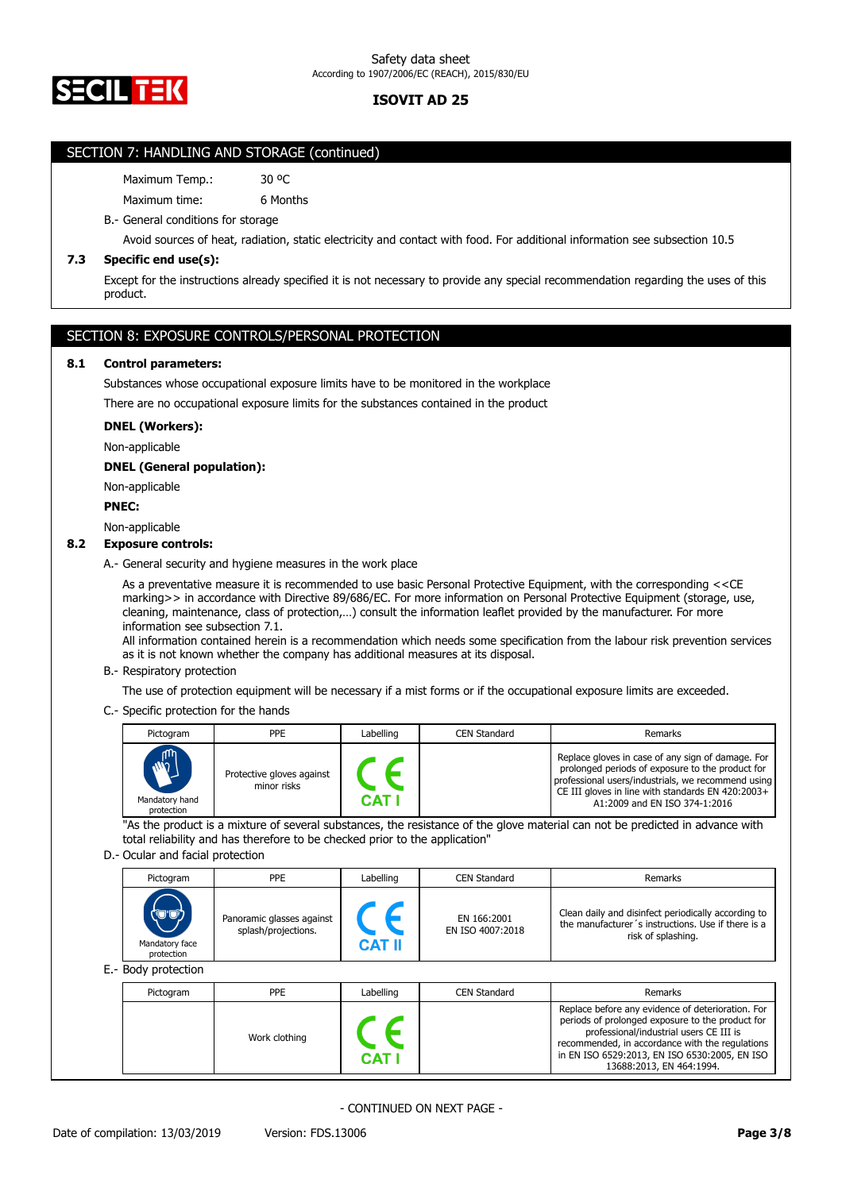## SECTION 7: HANDLING AND STORAGE (continued)

Maximum Temp.: 30 ºC

Maximum time: 6 Months

B.- General conditions for storage

Avoid sources of heat, radiation, static electricity and contact with food. For additional information see subsection 10.5

### 7.3 Specific end use(s):

Except for the instructions already specified it is not necessary to provide any special recommendation regarding the uses of this product.

## SECTION 8: EXPOSURE CONTROLS/PERSONAL PROTECTION

### 8.1 Control parameters:

Substances whose occupational exposure limits have to be monitored in the workplace

There are no occupational exposure limits for the substances contained in the product

**DNEL (Workers):**

Non-applicable

**DNEL (General population):**

Non-applicable

**PNEC:**

Non-applicable

### 8.2 Exposure controls:

A.- General security and hygiene measures in the work place

As a preventative measure it is recommended to use basic Personal Protective Equipment, with the corresponding <<CE marking>> in accordance with Directive 89/686/EC. For more information on Personal Protective Equipment (storage, use, cleaning, maintenance, class of protection,…) consult the information leaflet provided by the manufacturer. For more information see subsection 7.1.
All information contained herein is a recommendation which needs some specification from the labour risk prevention services as it is not known whether the company has additional measures at its disposal.

B.- Respiratory protection

The use of protection equipment will be necessary if a mist forms or if the occupational exposure limits are exceeded.

C.- Specific protection for the hands

| Pictogram | PPE | Labelling | CEN Standard | Remarks |
|---|---|---|---|---|
| Mandatory hand protection | Protective gloves against minor risks | CE CAT I | | Replace gloves in case of any sign of damage. For prolonged periods of exposure to the product for professional users/industrials, we recommend using CE III gloves in line with standards EN 420:2003+ A1:2009 and EN ISO 374-1:2016 |

"As the product is a mixture of several substances, the resistance of the glove material can not be predicted in advance with total reliability and has therefore to be checked prior to the application"

D.- Ocular and facial protection

| Pictogram | PPE | Labelling | CEN Standard | Remarks |
|---|---|---|---|---|
| Mandatory face protection | Panoramic glasses against splash/projections. | CE CAT II | EN 166:2001<br>EN ISO 4007:2018 | Clean daily and disinfect periodically according to the manufacturer´s instructions. Use if there is a risk of splashing. |

E.- Body protection

| Pictogram | PPE | Labelling | CEN Standard | Remarks |
|---|---|---|---|---|
| | Work clothing | CE CAT I | | Replace before any evidence of deterioration. For periods of prolonged exposure to the product for professional/industrial users CE III is recommended, in accordance with the regulations in EN ISO 6529:2013, EN ISO 6530:2005, EN ISO 13688:2013, EN 464:1994. |

- CONTINUED ON NEXT PAGE -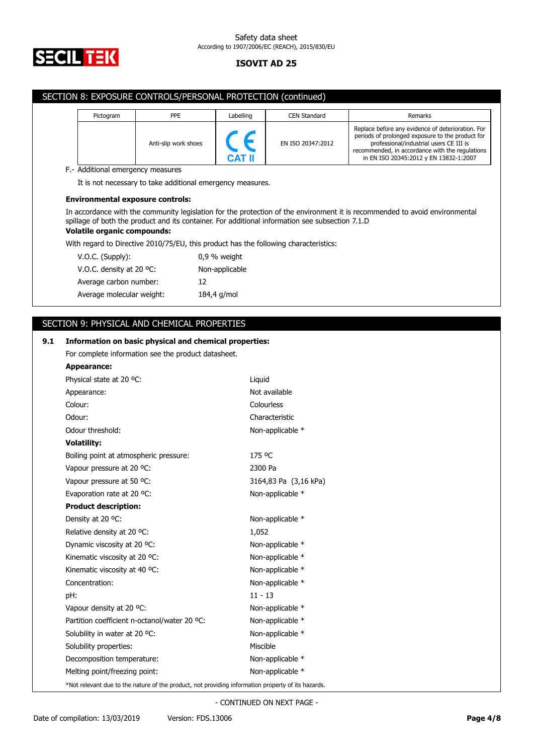## SECTION 8: EXPOSURE CONTROLS/PERSONAL PROTECTION (continued)

| Pictogram | PPE | Labelling | CEN Standard | Remarks |
|---|---|---|---|---|
| | Anti-slip work shoes | CE CAT II | EN ISO 20347:2012 | Replace before any evidence of deterioration. For periods of prolonged exposure to the product for professional/industrial users CE III is recommended, in accordance with the regulations in EN ISO 20345:2012 y EN 13832-1:2007 |

F.- Additional emergency measures

It is not necessary to take additional emergency measures.

**Environmental exposure controls:**

In accordance with the community legislation for the protection of the environment it is recommended to avoid environmental spillage of both the product and its container. For additional information see subsection 7.1.D

**Volatile organic compounds:**

With regard to Directive 2010/75/EU, this product has the following characteristics:

| | |
|---|---|
| V.O.C. (Supply): | 0,9 % weight |
| V.O.C. density at 20 ºC: | Non-applicable |
| Average carbon number: | 12 |
| Average molecular weight: | 184,4 g/mol |

## SECTION 9: PHYSICAL AND CHEMICAL PROPERTIES

### 9.1 Information on basic physical and chemical properties:

For complete information see the product datasheet.

**Appearance:**

| | |
|---|---|
| Physical state at 20 ºC: | Liquid |
| Appearance: | Not available |
| Colour: | Colourless |
| Odour: | Characteristic |
| Odour threshold: | Non-applicable * |

**Volatility:**

| | |
|---|---|
| Boiling point at atmospheric pressure: | 175 ºC |
| Vapour pressure at 20 ºC: | 2300 Pa |
| Vapour pressure at 50 ºC: | 3164,83 Pa (3,16 kPa) |
| Evaporation rate at 20 ºC: | Non-applicable * |

**Product description:**

| | |
|---|---|
| Density at 20 ºC: | Non-applicable * |
| Relative density at 20 ºC: | 1,052 |
| Dynamic viscosity at 20 ºC: | Non-applicable * |
| Kinematic viscosity at 20 ºC: | Non-applicable * |
| Kinematic viscosity at 40 ºC: | Non-applicable * |
| Concentration: | Non-applicable * |
| pH: | 11 - 13 |
| Vapour density at 20 ºC: | Non-applicable * |
| Partition coefficient n-octanol/water 20 ºC: | Non-applicable * |
| Solubility in water at 20 ºC: | Non-applicable * |
| Solubility properties: | Miscible |
| Decomposition temperature: | Non-applicable * |
| Melting point/freezing point: | Non-applicable * |

*Not relevant due to the nature of the product, not providing information property of its hazards.

- CONTINUED ON NEXT PAGE -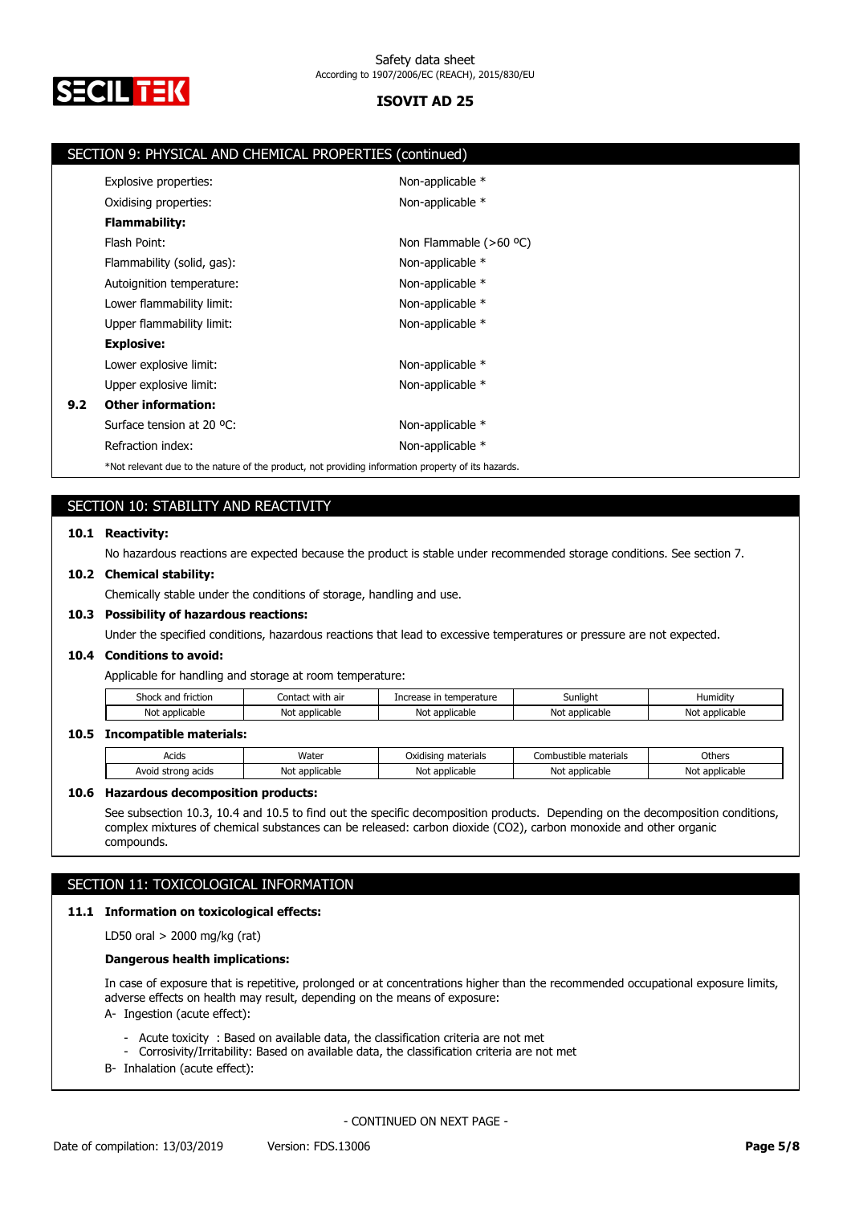## SECTION 9: PHYSICAL AND CHEMICAL PROPERTIES (continued)

| | |
|---|---|
| Explosive properties: | Non-applicable * |
| Oxidising properties: | Non-applicable * |
| **Flammability:** | |
| Flash Point: | Non Flammable (>60 ºC) |
| Flammability (solid, gas): | Non-applicable * |
| Autoignition temperature: | Non-applicable * |
| Lower flammability limit: | Non-applicable * |
| Upper flammability limit: | Non-applicable * |
| **Explosive:** | |
| Lower explosive limit: | Non-applicable * |
| Upper explosive limit: | Non-applicable * |

### 9.2 Other information:

| | |
|---|---|
| Surface tension at 20 ºC: | Non-applicable * |
| Refraction index: | Non-applicable * |

*Not relevant due to the nature of the product, not providing information property of its hazards.

## SECTION 10: STABILITY AND REACTIVITY

### 10.1 Reactivity:

No hazardous reactions are expected because the product is stable under recommended storage conditions. See section 7.

### 10.2 Chemical stability:

Chemically stable under the conditions of storage, handling and use.

### 10.3 Possibility of hazardous reactions:

Under the specified conditions, hazardous reactions that lead to excessive temperatures or pressure are not expected.

### 10.4 Conditions to avoid:

Applicable for handling and storage at room temperature:

| Shock and friction | Contact with air | Increase in temperature | Sunlight | Humidity |
|---|---|---|---|---|
| Not applicable | Not applicable | Not applicable | Not applicable | Not applicable |

### 10.5 Incompatible materials:

| Acids | Water | Oxidising materials | Combustible materials | Others |
|---|---|---|---|---|
| Avoid strong acids | Not applicable | Not applicable | Not applicable | Not applicable |

### 10.6 Hazardous decomposition products:

See subsection 10.3, 10.4 and 10.5 to find out the specific decomposition products. Depending on the decomposition conditions, complex mixtures of chemical substances can be released: carbon dioxide ($CO_2$), carbon monoxide and other organic compounds.

## SECTION 11: TOXICOLOGICAL INFORMATION

### 11.1 Information on toxicological effects:

LD50 oral > 2000 mg/kg (rat)

**Dangerous health implications:**

In case of exposure that is repetitive, prolonged or at concentrations higher than the recommended occupational exposure limits, adverse effects on health may result, depending on the means of exposure:

A- Ingestion (acute effect):

- Acute toxicity : Based on available data, the classification criteria are not met
- Corrosivity/Irritability: Based on available data, the classification criteria are not met

B- Inhalation (acute effect):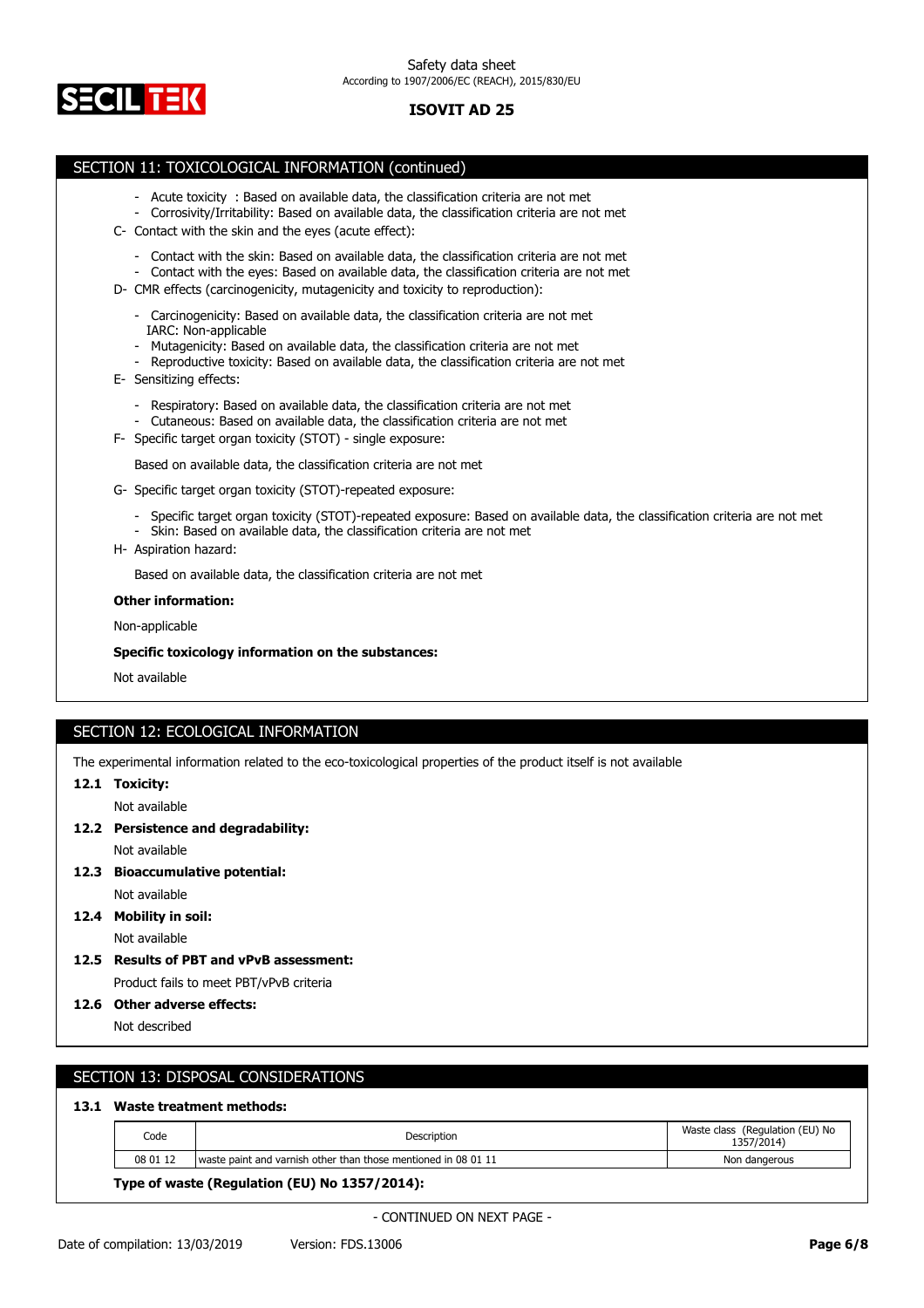## SECTION 11: TOXICOLOGICAL INFORMATION (continued)

- Acute toxicity : Based on available data, the classification criteria are not met
- Corrosivity/Irritability: Based on available data, the classification criteria are not met

C- Contact with the skin and the eyes (acute effect):

- Contact with the skin: Based on available data, the classification criteria are not met
- Contact with the eyes: Based on available data, the classification criteria are not met

D- CMR effects (carcinogenicity, mutagenicity and toxicity to reproduction):

- Carcinogenicity: Based on available data, the classification criteria are not met
  IARC: Non-applicable
- Mutagenicity: Based on available data, the classification criteria are not met
- Reproductive toxicity: Based on available data, the classification criteria are not met

E- Sensitizing effects:

- Respiratory: Based on available data, the classification criteria are not met
- Cutaneous: Based on available data, the classification criteria are not met

F- Specific target organ toxicity (STOT) - single exposure:

Based on available data, the classification criteria are not met

G- Specific target organ toxicity (STOT)-repeated exposure:

- Specific target organ toxicity (STOT)-repeated exposure: Based on available data, the classification criteria are not met
- Skin: Based on available data, the classification criteria are not met

H- Aspiration hazard:

Based on available data, the classification criteria are not met

**Other information:**

Non-applicable

**Specific toxicology information on the substances:**

Not available

## SECTION 12: ECOLOGICAL INFORMATION

The experimental information related to the eco-toxicological properties of the product itself is not available

**12.1 Toxicity:**

Not available

**12.2 Persistence and degradability:**

Not available

**12.3 Bioaccumulative potential:**

Not available

**12.4 Mobility in soil:**

Not available

**12.5 Results of PBT and vPvB assessment:**

Product fails to meet PBT/vPvB criteria

**12.6 Other adverse effects:**

Not described

## SECTION 13: DISPOSAL CONSIDERATIONS

**13.1 Waste treatment methods:**

| Code | Description | Waste class (Regulation (EU) No 1357/2014) |
|---|---|---|
| 08 01 12 | waste paint and varnish other than those mentioned in 08 01 11 | Non dangerous |

**Type of waste (Regulation (EU) No 1357/2014):**

- CONTINUED ON NEXT PAGE -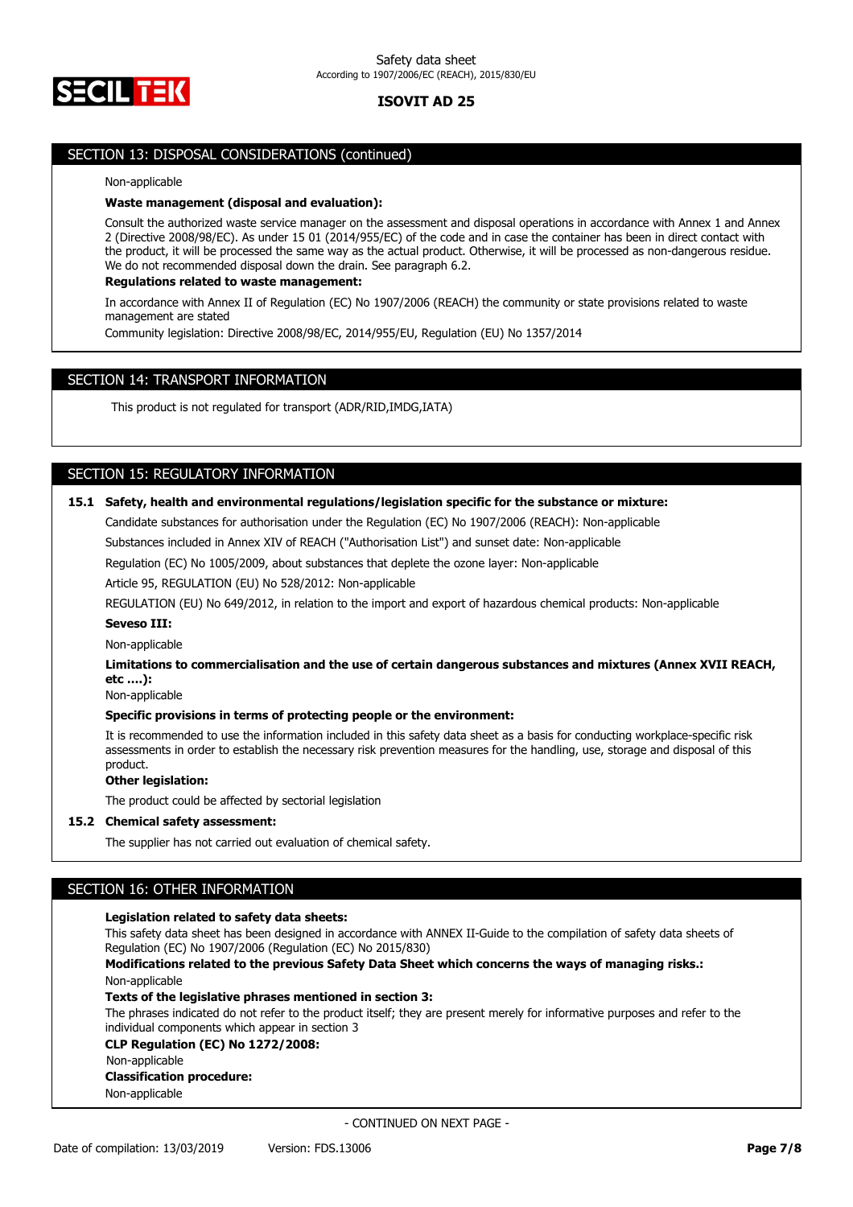## SECTION 13: DISPOSAL CONSIDERATIONS (continued)

Non-applicable

**Waste management (disposal and evaluation):**

Consult the authorized waste service manager on the assessment and disposal operations in accordance with Annex 1 and Annex 2 (Directive 2008/98/EC). As under 15 01 (2014/955/EC) of the code and in case the container has been in direct contact with the product, it will be processed the same way as the actual product. Otherwise, it will be processed as non-dangerous residue. We do not recommended disposal down the drain. See paragraph 6.2.

**Regulations related to waste management:**

In accordance with Annex II of Regulation (EC) No 1907/2006 (REACH) the community or state provisions related to waste management are stated

Community legislation: Directive 2008/98/EC, 2014/955/EU, Regulation (EU) No 1357/2014

## SECTION 14: TRANSPORT INFORMATION

This product is not regulated for transport (ADR/RID,IMDG,IATA)

## SECTION 15: REGULATORY INFORMATION

### 15.1 Safety, health and environmental regulations/legislation specific for the substance or mixture:

Candidate substances for authorisation under the Regulation (EC) No 1907/2006 (REACH): Non-applicable

Substances included in Annex XIV of REACH ("Authorisation List") and sunset date: Non-applicable

Regulation (EC) No 1005/2009, about substances that deplete the ozone layer: Non-applicable

Article 95, REGULATION (EU) No 528/2012: Non-applicable

REGULATION (EU) No 649/2012, in relation to the import and export of hazardous chemical products: Non-applicable

**Seveso III:**

Non-applicable

**Limitations to commercialisation and the use of certain dangerous substances and mixtures (Annex XVII REACH, etc ….):**

Non-applicable

**Specific provisions in terms of protecting people or the environment:**

It is recommended to use the information included in this safety data sheet as a basis for conducting workplace-specific risk assessments in order to establish the necessary risk prevention measures for the handling, use, storage and disposal of this product.

**Other legislation:**

The product could be affected by sectorial legislation

### 15.2 Chemical safety assessment:

The supplier has not carried out evaluation of chemical safety.

## SECTION 16: OTHER INFORMATION

**Legislation related to safety data sheets:**

This safety data sheet has been designed in accordance with ANNEX II-Guide to the compilation of safety data sheets of Regulation (EC) No 1907/2006 (Regulation (EC) No 2015/830)

**Modifications related to the previous Safety Data Sheet which concerns the ways of managing risks.:**

Non-applicable

**Texts of the legislative phrases mentioned in section 3:**

The phrases indicated do not refer to the product itself; they are present merely for informative purposes and refer to the individual components which appear in section 3

**CLP Regulation (EC) No 1272/2008:**

Non-applicable

**Classification procedure:**

Non-applicable

- CONTINUED ON NEXT PAGE -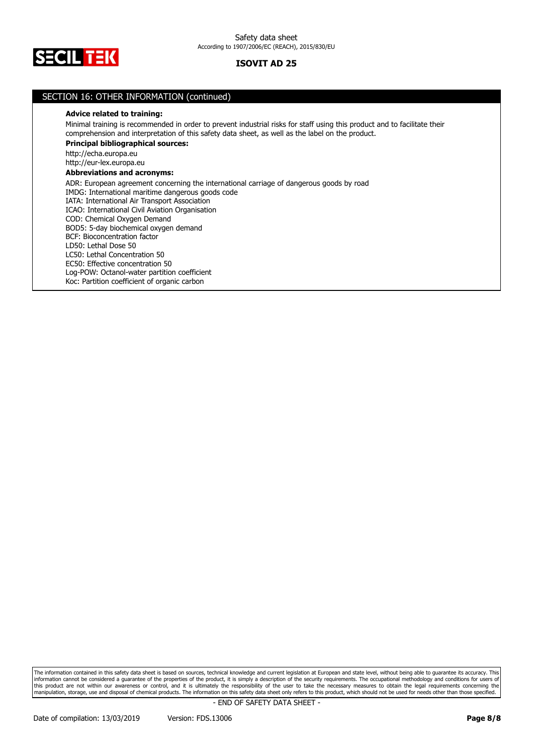## SECTION 16: OTHER INFORMATION (continued)

**Advice related to training:**

Minimal training is recommended in order to prevent industrial risks for staff using this product and to facilitate their comprehension and interpretation of this safety data sheet, as well as the label on the product.

**Principal bibliographical sources:**

http://echa.europa.eu
http://eur-lex.europa.eu

**Abbreviations and acronyms:**

ADR: European agreement concerning the international carriage of dangerous goods by road
IMDG: International maritime dangerous goods code
IATA: International Air Transport Association
ICAO: International Civil Aviation Organisation
COD: Chemical Oxygen Demand
BOD5: 5-day biochemical oxygen demand
BCF: Bioconcentration factor
LD50: Lethal Dose 50
LC50: Lethal Concentration 50
EC50: Effective concentration 50
Log-POW: Octanol-water partition coefficient
Koc: Partition coefficient of organic carbon

The information contained in this safety data sheet is based on sources, technical knowledge and current legislation at European and state level, without being able to guarantee its accuracy. This information cannot be considered a guarantee of the properties of the product, it is simply a description of the security requirements. The occupational methodology and conditions for users of this product are not within our awareness or control, and it is ultimately the responsibility of the user to take the necessary measures to obtain the legal requirements concerning the manipulation, storage, use and disposal of chemical products. The information on this safety data sheet only refers to this product, which should not be used for needs other than those specified.

- END OF SAFETY DATA SHEET -